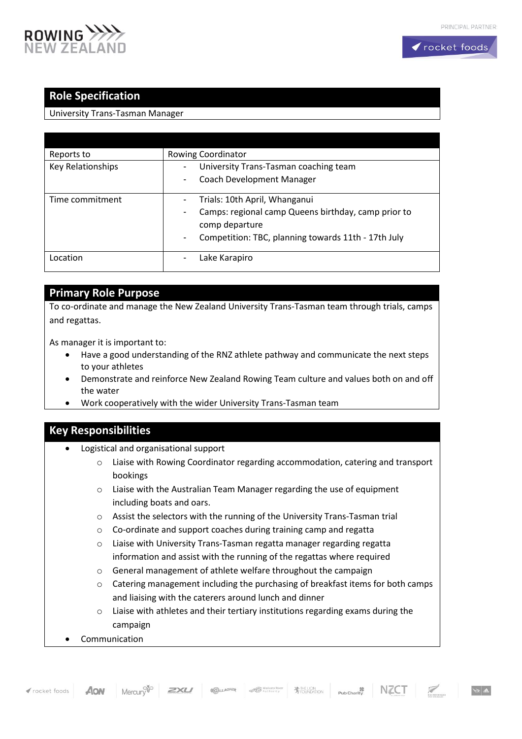## Role Specification

University Trans-Tasman Manager

| | |
|---|---|
| Reports to | Rowing Coordinator |
| Key Relationships | - University Trans-Tasman coaching team<br>- Coach Development Manager |
| Time commitment | - Trials: 10th April, Whanganui<br>- Camps: regional camp Queens birthday, camp prior to comp departure<br>- Competition: TBC, planning towards 11th - 17th July |
| Location | - Lake Karapiro |

## Primary Role Purpose

To co-ordinate and manage the New Zealand University Trans-Tasman team through trials, camps and regattas.

As manager it is important to:

- Have a good understanding of the RNZ athlete pathway and communicate the next steps to your athletes
- Demonstrate and reinforce New Zealand Rowing Team culture and values both on and off the water
- Work cooperatively with the wider University Trans-Tasman team

## Key Responsibilities

- Logistical and organisational support
  - Liaise with Rowing Coordinator regarding accommodation, catering and transport bookings
  - Liaise with the Australian Team Manager regarding the use of equipment including boats and oars.
  - Assist the selectors with the running of the University Trans-Tasman trial
  - Co-ordinate and support coaches during training camp and regatta
  - Liaise with University Trans-Tasman regatta manager regarding regatta information and assist with the running of the regattas where required
  - General management of athlete welfare throughout the campaign
  - Catering management including the purchasing of breakfast items for both camps and liaising with the caterers around lunch and dinner
  - Liaise with athletes and their tertiary institutions regarding exams during the campaign
- Communication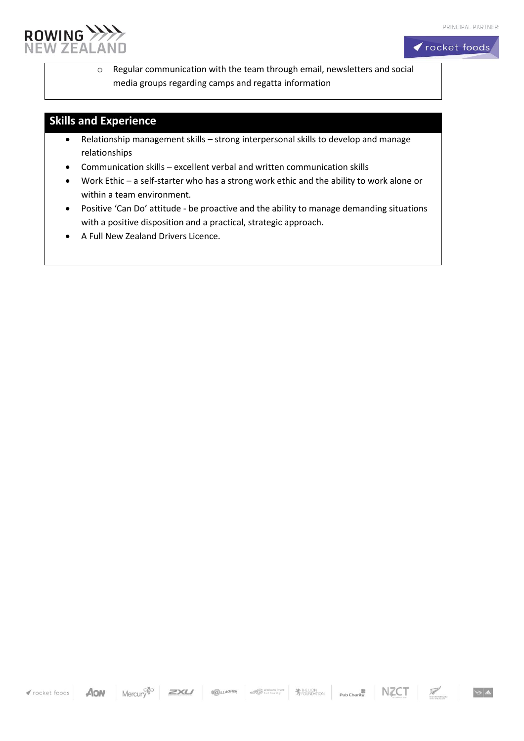- Regular communication with the team through email, newsletters and social media groups regarding camps and regatta information

## Skills and Experience

- Relationship management skills – strong interpersonal skills to develop and manage relationships
- Communication skills – excellent verbal and written communication skills
- Work Ethic – a self-starter who has a strong work ethic and the ability to work alone or within a team environment.
- Positive 'Can Do' attitude - be proactive and the ability to manage demanding situations with a positive disposition and a practical, strategic approach.
- A Full New Zealand Drivers Licence.